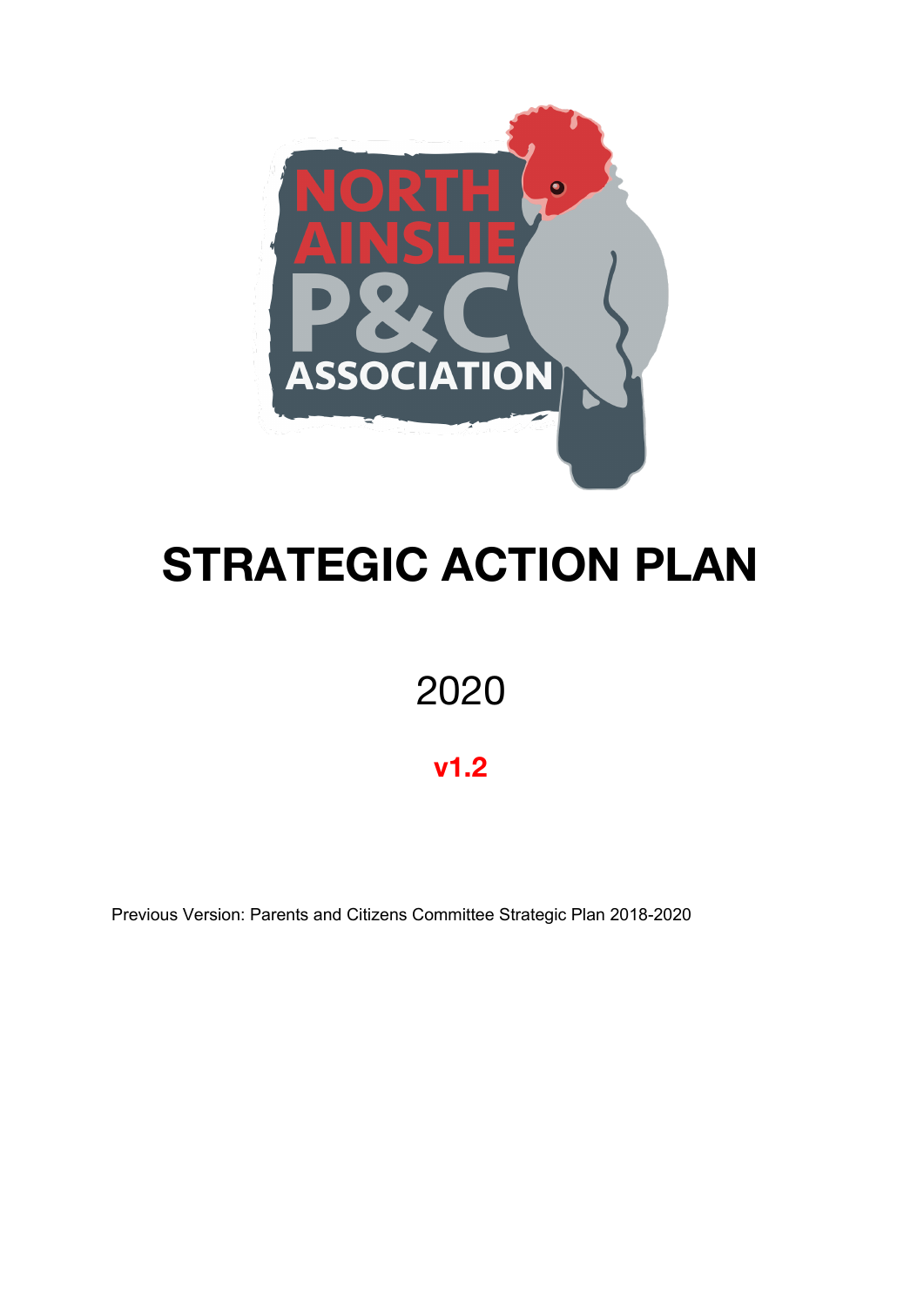NORTH AINSLIE P&C ASSOCIATION

# STRATEGIC ACTION PLAN

2020

**v1.2**

Previous Version: Parents and Citizens Committee Strategic Plan 2018-2020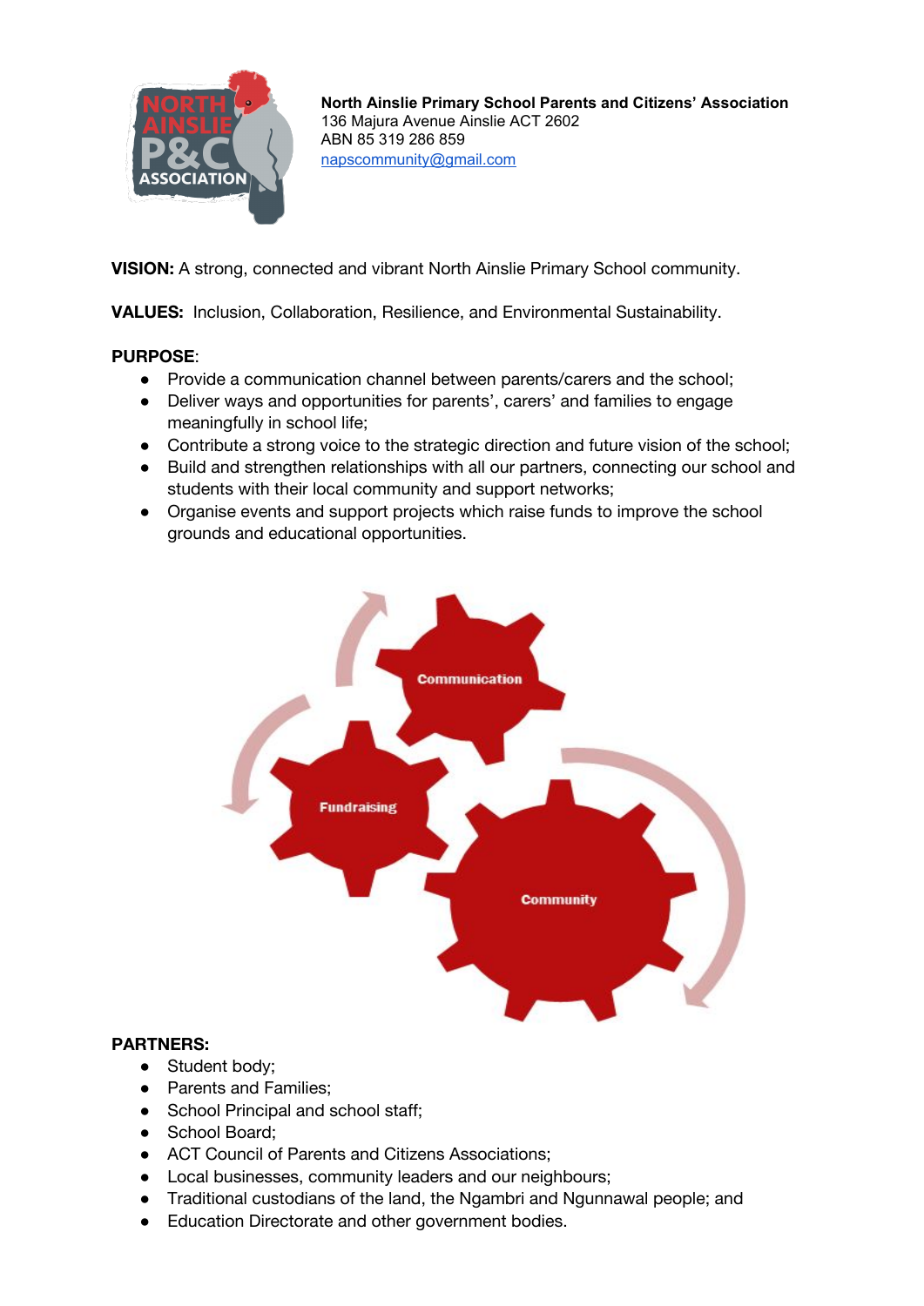**North Ainslie Primary School Parents and Citizens' Association**
136 Majura Avenue Ainslie ACT 2602
ABN 85 319 286 859
napscommunity@gmail.com

**VISION:** A strong, connected and vibrant North Ainslie Primary School community.

**VALUES:** Inclusion, Collaboration, Resilience, and Environmental Sustainability.

**PURPOSE**:

- Provide a communication channel between parents/carers and the school;
- Deliver ways and opportunities for parents', carers' and families to engage meaningfully in school life;
- Contribute a strong voice to the strategic direction and future vision of the school;
- Build and strengthen relationships with all our partners, connecting our school and students with their local community and support networks;
- Organise events and support projects which raise funds to improve the school grounds and educational opportunities.

Communication

Fundraising

Community

**PARTNERS:**

- Student body;
- Parents and Families;
- School Principal and school staff;
- School Board;
- ACT Council of Parents and Citizens Associations;
- Local businesses, community leaders and our neighbours;
- Traditional custodians of the land, the Ngambri and Ngunnawal people; and
- Education Directorate and other government bodies.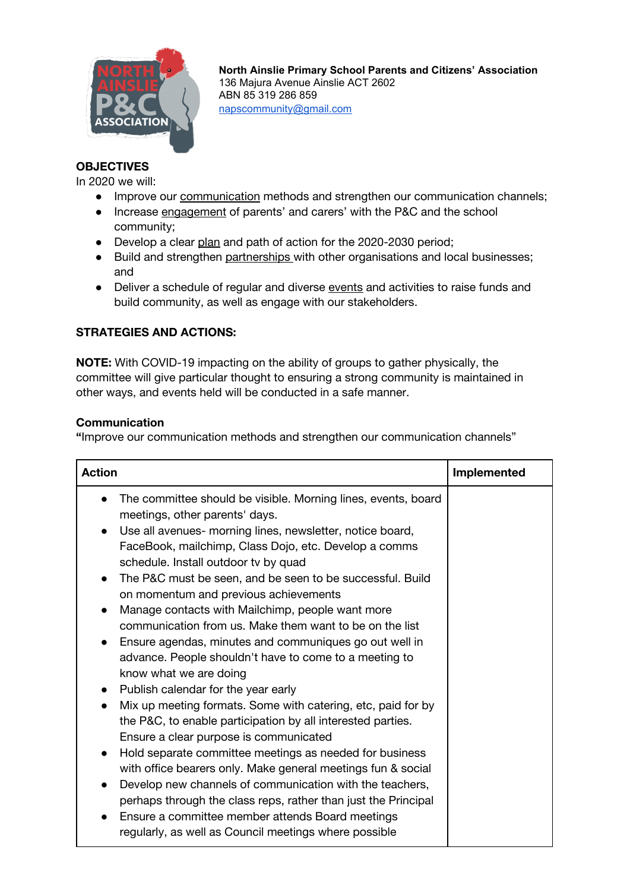**North Ainslie Primary School Parents and Citizens' Association**
136 Majura Avenue Ainslie ACT 2602
ABN 85 319 286 859
napscommunity@gmail.com

**OBJECTIVES**

In 2020 we will:

- Improve our communication methods and strengthen our communication channels;
- Increase engagement of parents' and carers' with the P&C and the school community;
- Develop a clear plan and path of action for the 2020-2030 period;
- Build and strengthen partnerships with other organisations and local businesses; and
- Deliver a schedule of regular and diverse events and activities to raise funds and build community, as well as engage with our stakeholders.

**STRATEGIES AND ACTIONS:**

**NOTE:** With COVID-19 impacting on the ability of groups to gather physically, the committee will give particular thought to ensuring a strong community is maintained in other ways, and events held will be conducted in a safe manner.

**Communication**

**"**Improve our communication methods and strengthen our communication channels"

| Action | Implemented |
|---|---|
| • The committee should be visible. Morning lines, events, board meetings, other parents' days.<br>• Use all avenues- morning lines, newsletter, notice board, FaceBook, mailchimp, Class Dojo, etc. Develop a comms schedule. Install outdoor tv by quad<br>• The P&C must be seen, and be seen to be successful. Build on momentum and previous achievements<br>• Manage contacts with Mailchimp, people want more communication from us. Make them want to be on the list<br>• Ensure agendas, minutes and communiques go out well in advance. People shouldn't have to come to a meeting to know what we are doing<br>• Publish calendar for the year early<br>• Mix up meeting formats. Some with catering, etc, paid for by the P&C, to enable participation by all interested parties. Ensure a clear purpose is communicated<br>• Hold separate committee meetings as needed for business with office bearers only. Make general meetings fun & social<br>• Develop new channels of communication with the teachers, perhaps through the class reps, rather than just the Principal<br>• Ensure a committee member attends Board meetings regularly, as well as Council meetings where possible | |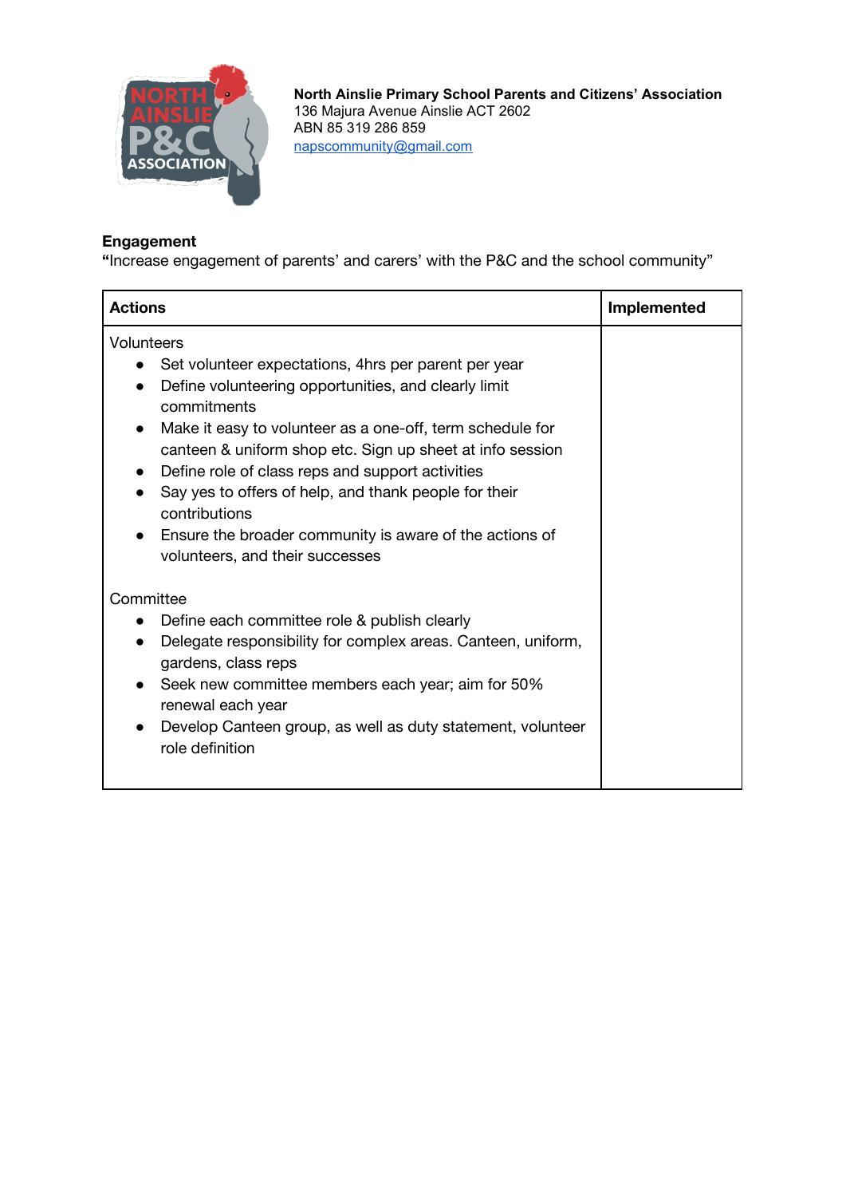**North Ainslie Primary School Parents and Citizens' Association**
136 Majura Avenue Ainslie ACT 2602
ABN 85 319 286 859
napscommunity@gmail.com

**Engagement**
**"**Increase engagement of parents' and carers' with the P&C and the school community"

| Actions | Implemented |
|---|---|
| Volunteers<br>• Set volunteer expectations, 4hrs per parent per year<br>• Define volunteering opportunities, and clearly limit commitments<br>• Make it easy to volunteer as a one-off, term schedule for canteen & uniform shop etc. Sign up sheet at info session<br>• Define role of class reps and support activities<br>• Say yes to offers of help, and thank people for their contributions<br>• Ensure the broader community is aware of the actions of volunteers, and their successes<br><br>Committee<br>• Define each committee role & publish clearly<br>• Delegate responsibility for complex areas. Canteen, uniform, gardens, class reps<br>• Seek new committee members each year; aim for 50% renewal each year<br>• Develop Canteen group, as well as duty statement, volunteer role definition | |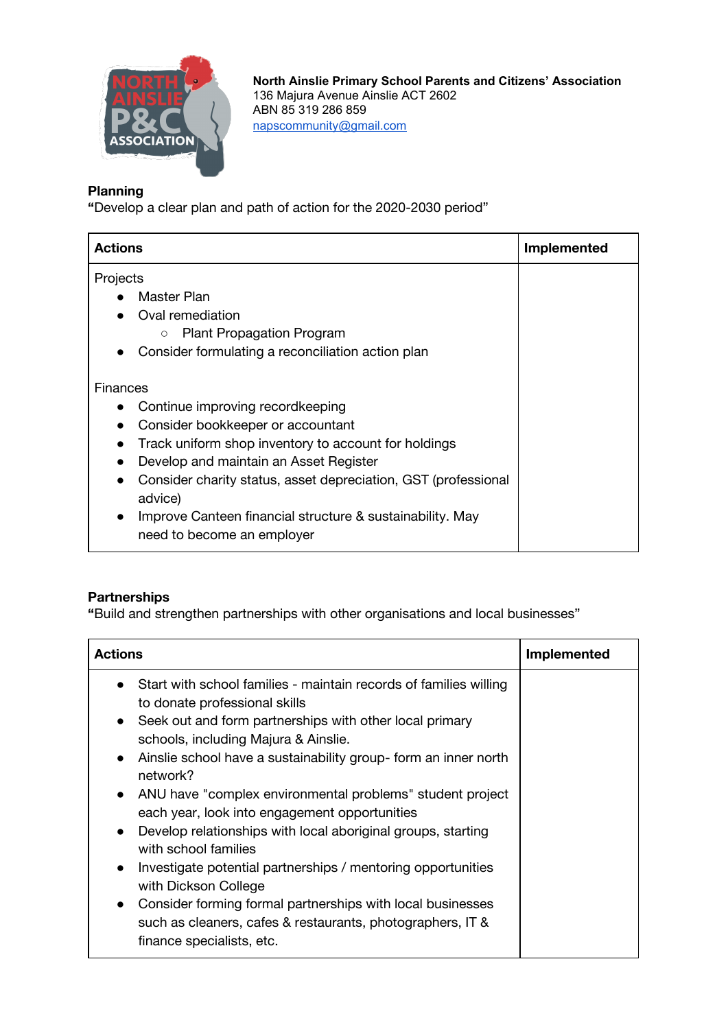**North Ainslie Primary School Parents and Citizens' Association**
136 Majura Avenue Ainslie ACT 2602
ABN 85 319 286 859
napscommunity@gmail.com

**Planning**
**"**Develop a clear plan and path of action for the 2020-2030 period"

| Actions | Implemented |
|---|---|
| Projects<br>● Master Plan<br>● Oval remediation<br>○ Plant Propagation Program<br>● Consider formulating a reconciliation action plan<br><br>Finances<br>● Continue improving recordkeeping<br>● Consider bookkeeper or accountant<br>● Track uniform shop inventory to account for holdings<br>● Develop and maintain an Asset Register<br>● Consider charity status, asset depreciation, GST (professional advice)<br>● Improve Canteen financial structure & sustainability. May need to become an employer | |

**Partnerships**
**"**Build and strengthen partnerships with other organisations and local businesses"

| Actions | Implemented |
|---|---|
| ● Start with school families - maintain records of families willing to donate professional skills<br>● Seek out and form partnerships with other local primary schools, including Majura & Ainslie.<br>● Ainslie school have a sustainability group- form an inner north network?<br>● ANU have "complex environmental problems" student project each year, look into engagement opportunities<br>● Develop relationships with local aboriginal groups, starting with school families<br>● Investigate potential partnerships / mentoring opportunities with Dickson College<br>● Consider forming formal partnerships with local businesses such as cleaners, cafes & restaurants, photographers, IT & finance specialists, etc. | |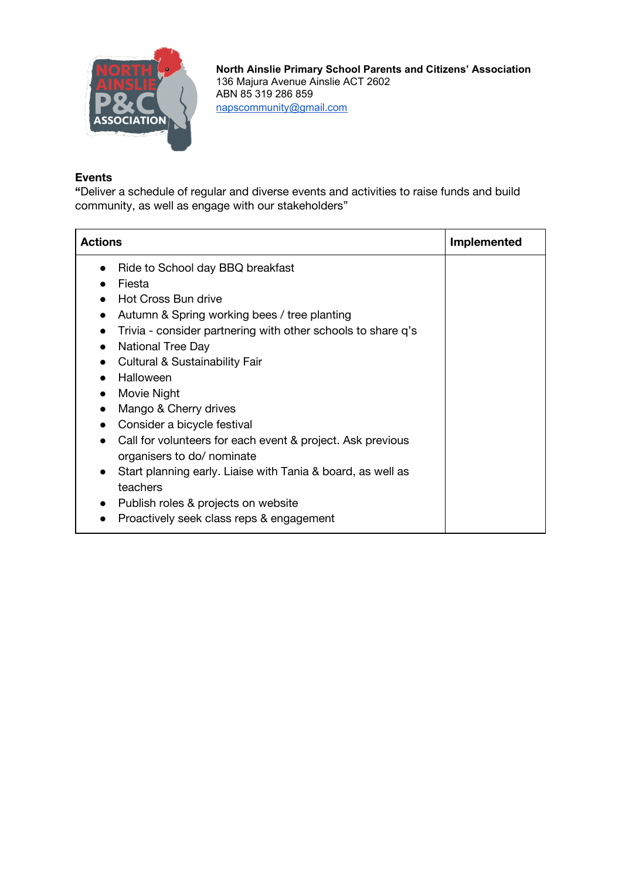**North Ainslie Primary School Parents and Citizens' Association**
136 Majura Avenue Ainslie ACT 2602
ABN 85 319 286 859
napscommunity@gmail.com

**Events**

**"**Deliver a schedule of regular and diverse events and activities to raise funds and build community, as well as engage with our stakeholders"

| Actions | Implemented |
|---|---|
| • Ride to School day BBQ breakfast<br>• Fiesta<br>• Hot Cross Bun drive<br>• Autumn & Spring working bees / tree planting<br>• Trivia - consider partnering with other schools to share q's<br>• National Tree Day<br>• Cultural & Sustainability Fair<br>• Halloween<br>• Movie Night<br>• Mango & Cherry drives<br>• Consider a bicycle festival<br>• Call for volunteers for each event & project. Ask previous organisers to do/ nominate<br>• Start planning early. Liaise with Tania & board, as well as teachers<br>• Publish roles & projects on website<br>• Proactively seek class reps & engagement | |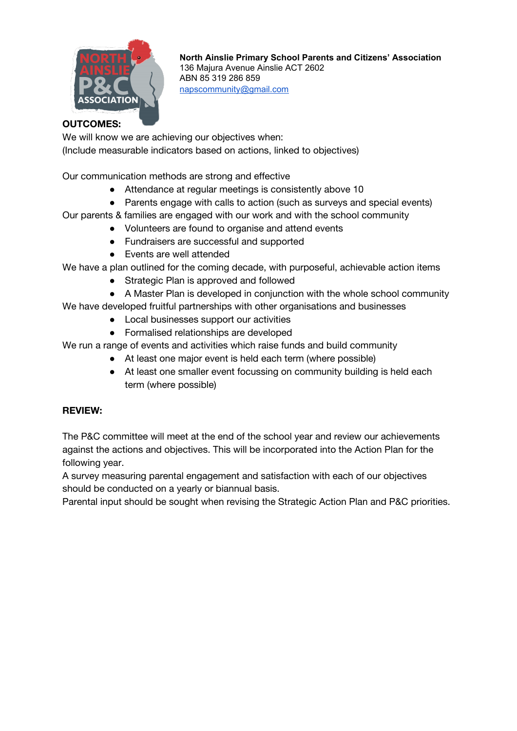**North Ainslie Primary School Parents and Citizens' Association**
136 Majura Avenue Ainslie ACT 2602
ABN 85 319 286 859
napscommunity@gmail.com

**OUTCOMES:**

We will know we are achieving our objectives when:
(Include measurable indicators based on actions, linked to objectives)

Our communication methods are strong and effective

- Attendance at regular meetings is consistently above 10
- Parents engage with calls to action (such as surveys and special events)

Our parents & families are engaged with our work and with the school community

- Volunteers are found to organise and attend events
- Fundraisers are successful and supported
- Events are well attended

We have a plan outlined for the coming decade, with purposeful, achievable action items

- Strategic Plan is approved and followed
- A Master Plan is developed in conjunction with the whole school community

We have developed fruitful partnerships with other organisations and businesses

- Local businesses support our activities
- Formalised relationships are developed

We run a range of events and activities which raise funds and build community

- At least one major event is held each term (where possible)
- At least one smaller event focussing on community building is held each term (where possible)

**REVIEW:**

The P&C committee will meet at the end of the school year and review our achievements against the actions and objectives. This will be incorporated into the Action Plan for the following year.
A survey measuring parental engagement and satisfaction with each of our objectives should be conducted on a yearly or biannual basis.
Parental input should be sought when revising the Strategic Action Plan and P&C priorities.